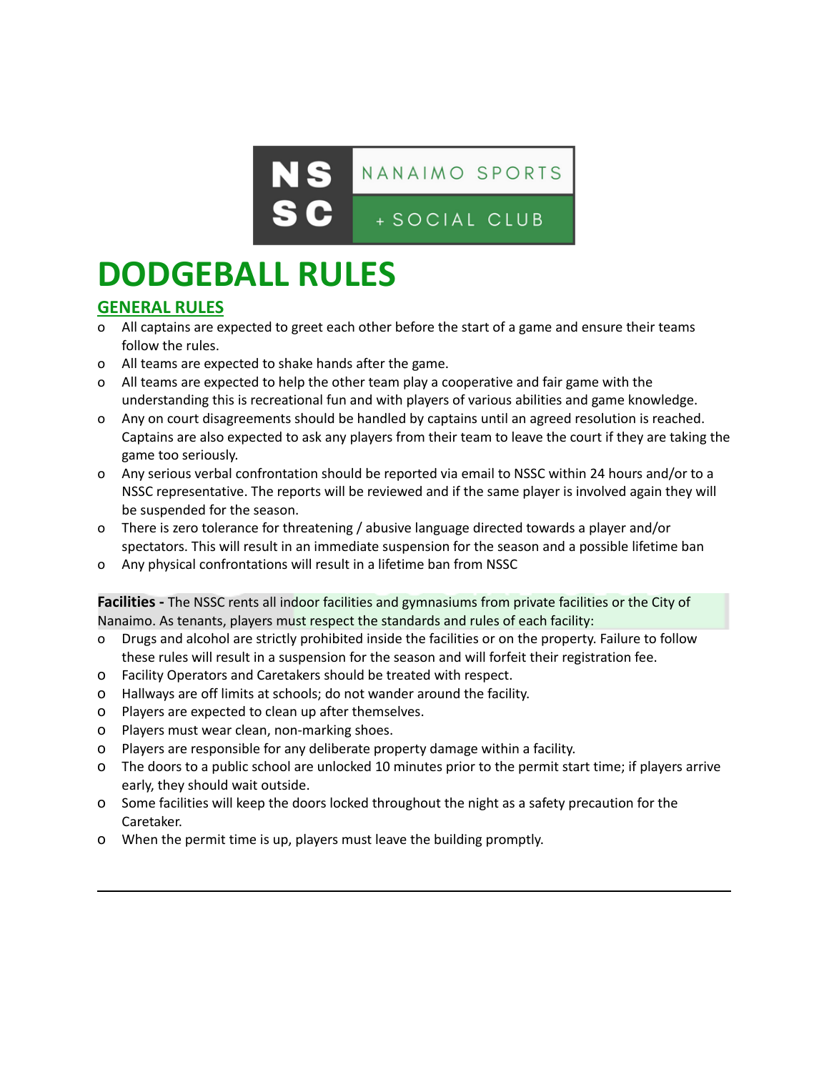NANAIMO SPORTS + SOCIAL CLUB

# DODGEBALL RULES

## GENERAL RULES

- All captains are expected to greet each other before the start of a game and ensure their teams follow the rules.
- All teams are expected to shake hands after the game.
- All teams are expected to help the other team play a cooperative and fair game with the understanding this is recreational fun and with players of various abilities and game knowledge.
- Any on court disagreements should be handled by captains until an agreed resolution is reached. Captains are also expected to ask any players from their team to leave the court if they are taking the game too seriously.
- Any serious verbal confrontation should be reported via email to NSSC within 24 hours and/or to a NSSC representative. The reports will be reviewed and if the same player is involved again they will be suspended for the season.
- There is zero tolerance for threatening / abusive language directed towards a player and/or spectators. This will result in an immediate suspension for the season and a possible lifetime ban
- Any physical confrontations will result in a lifetime ban from NSSC

**Facilities -** The NSSC rents all indoor facilities and gymnasiums from private facilities or the City of Nanaimo. As tenants, players must respect the standards and rules of each facility:

- Drugs and alcohol are strictly prohibited inside the facilities or on the property. Failure to follow these rules will result in a suspension for the season and will forfeit their registration fee.
- Facility Operators and Caretakers should be treated with respect.
- Hallways are off limits at schools; do not wander around the facility.
- Players are expected to clean up after themselves.
- Players must wear clean, non-marking shoes.
- Players are responsible for any deliberate property damage within a facility.
- The doors to a public school are unlocked 10 minutes prior to the permit start time; if players arrive early, they should wait outside.
- Some facilities will keep the doors locked throughout the night as a safety precaution for the Caretaker.
- When the permit time is up, players must leave the building promptly.

---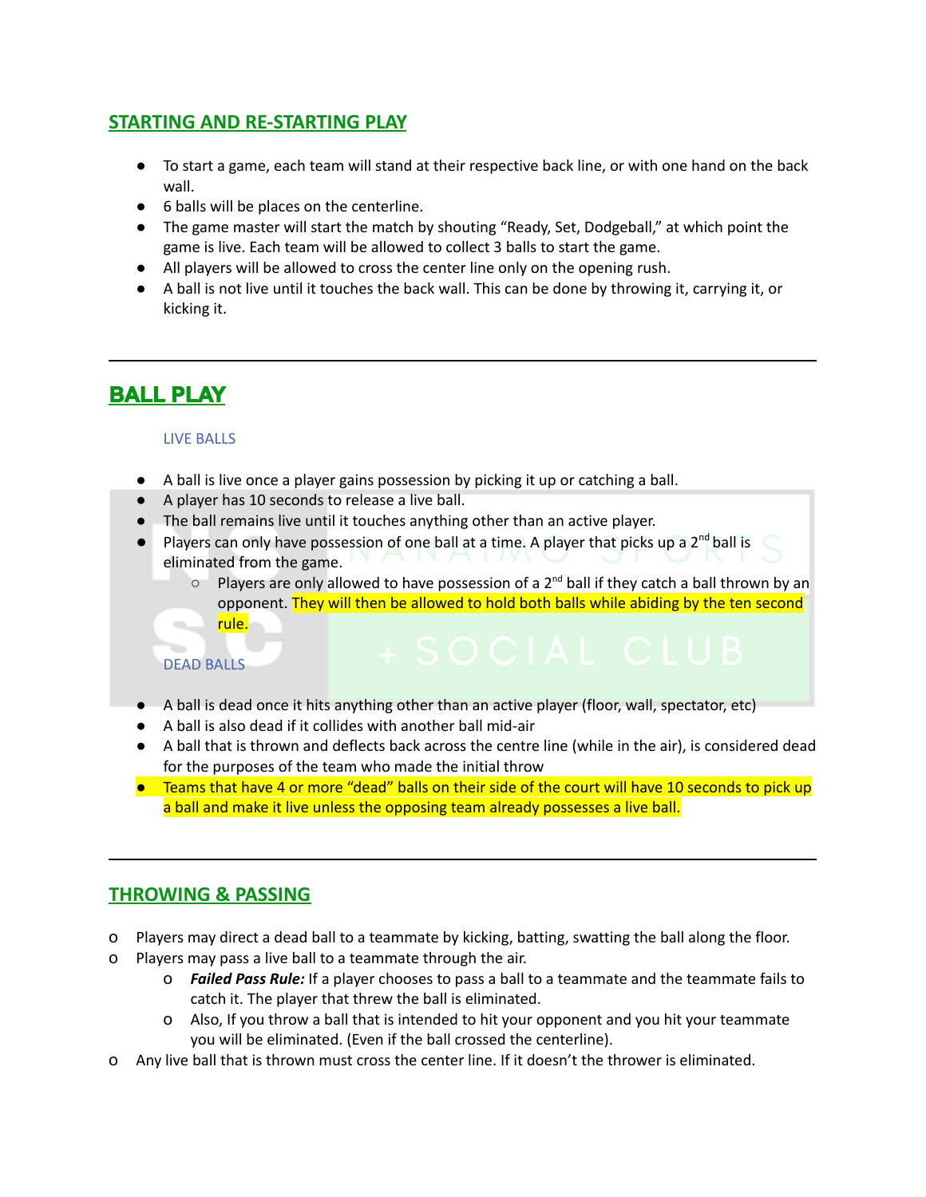## STARTING AND RE-STARTING PLAY

- To start a game, each team will stand at their respective back line, or with one hand on the back wall.
- 6 balls will be places on the centerline.
- The game master will start the match by shouting "Ready, Set, Dodgeball," at which point the game is live. Each team will be allowed to collect 3 balls to start the game.
- All players will be allowed to cross the center line only on the opening rush.
- A ball is not live until it touches the back wall. This can be done by throwing it, carrying it, or kicking it.

---

## BALL PLAY

### LIVE BALLS

- A ball is live once a player gains possession by picking it up or catching a ball.
- A player has 10 seconds to release a live ball.
- The ball remains live until it touches anything other than an active player.
- Players can only have possession of one ball at a time. A player that picks up a 2nd ball is eliminated from the game.
  - Players are only allowed to have possession of a 2nd ball if they catch a ball thrown by an opponent. They will then be allowed to hold both balls while abiding by the ten second rule.

### DEAD BALLS

- A ball is dead once it hits anything other than an active player (floor, wall, spectator, etc)
- A ball is also dead if it collides with another ball mid-air
- A ball that is thrown and deflects back across the centre line (while in the air), is considered dead for the purposes of the team who made the initial throw
- Teams that have 4 or more "dead" balls on their side of the court will have 10 seconds to pick up a ball and make it live unless the opposing team already possesses a live ball.

---

## THROWING & PASSING

- Players may direct a dead ball to a teammate by kicking, batting, swatting the ball along the floor.
- Players may pass a live ball to a teammate through the air.
  - ***Failed Pass Rule:*** If a player chooses to pass a ball to a teammate and the teammate fails to catch it. The player that threw the ball is eliminated.
  - Also, If you throw a ball that is intended to hit your opponent and you hit your teammate you will be eliminated. (Even if the ball crossed the centerline).
- Any live ball that is thrown must cross the center line. If it doesn't the thrower is eliminated.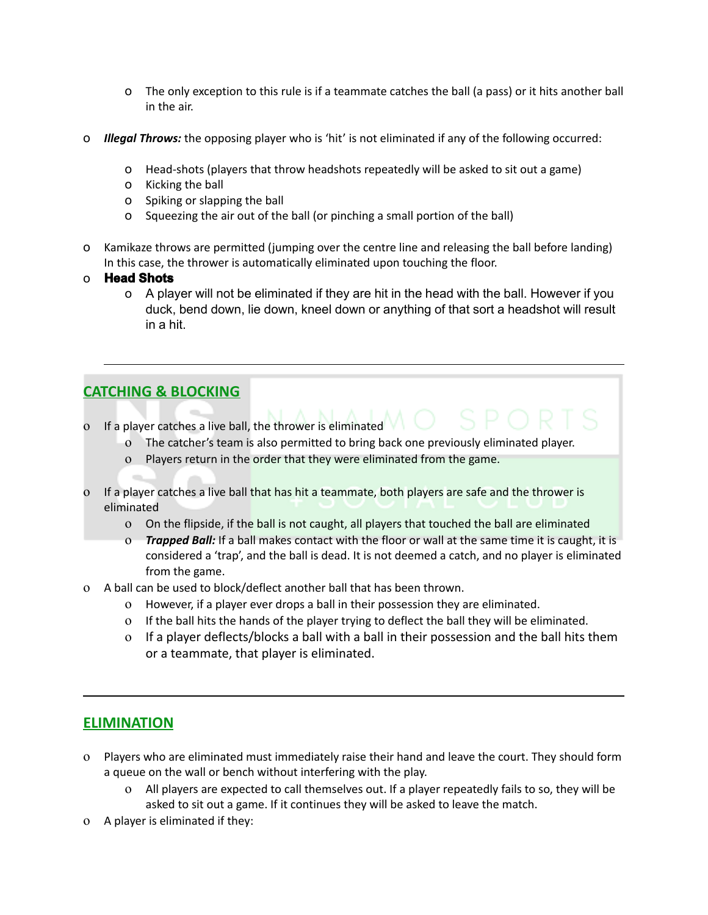- The only exception to this rule is if a teammate catches the ball (a pass) or it hits another ball in the air.

- ***Illegal Throws:*** the opposing player who is 'hit' is not eliminated if any of the following occurred:

  - Head-shots (players that throw headshots repeatedly will be asked to sit out a game)
  - Kicking the ball
  - Spiking or slapping the ball
  - Squeezing the air out of the ball (or pinching a small portion of the ball)

- Kamikaze throws are permitted (jumping over the centre line and releasing the ball before landing) In this case, the thrower is automatically eliminated upon touching the floor.
- **Head Shots**
  - A player will not be eliminated if they are hit in the head with the ball. However if you duck, bend down, lie down, kneel down or anything of that sort a headshot will result in a hit.

---

## CATCHING & BLOCKING

- If a player catches a live ball, the thrower is eliminated
  - The catcher's team is also permitted to bring back one previously eliminated player.
  - Players return in the order that they were eliminated from the game.

- If a player catches a live ball that has hit a teammate, both players are safe and the thrower is eliminated
  - On the flipside, if the ball is not caught, all players that touched the ball are eliminated
  - ***Trapped Ball:*** If a ball makes contact with the floor or wall at the same time it is caught, it is considered a 'trap', and the ball is dead. It is not deemed a catch, and no player is eliminated from the game.
- A ball can be used to block/deflect another ball that has been thrown.
  - However, if a player ever drops a ball in their possession they are eliminated.
  - If the ball hits the hands of the player trying to deflect the ball they will be eliminated.
  - If a player deflects/blocks a ball with a ball in their possession and the ball hits them or a teammate, that player is eliminated.

---

## ELIMINATION

- Players who are eliminated must immediately raise their hand and leave the court. They should form a queue on the wall or bench without interfering with the play.
  - All players are expected to call themselves out. If a player repeatedly fails to so, they will be asked to sit out a game. If it continues they will be asked to leave the match.
- A player is eliminated if they: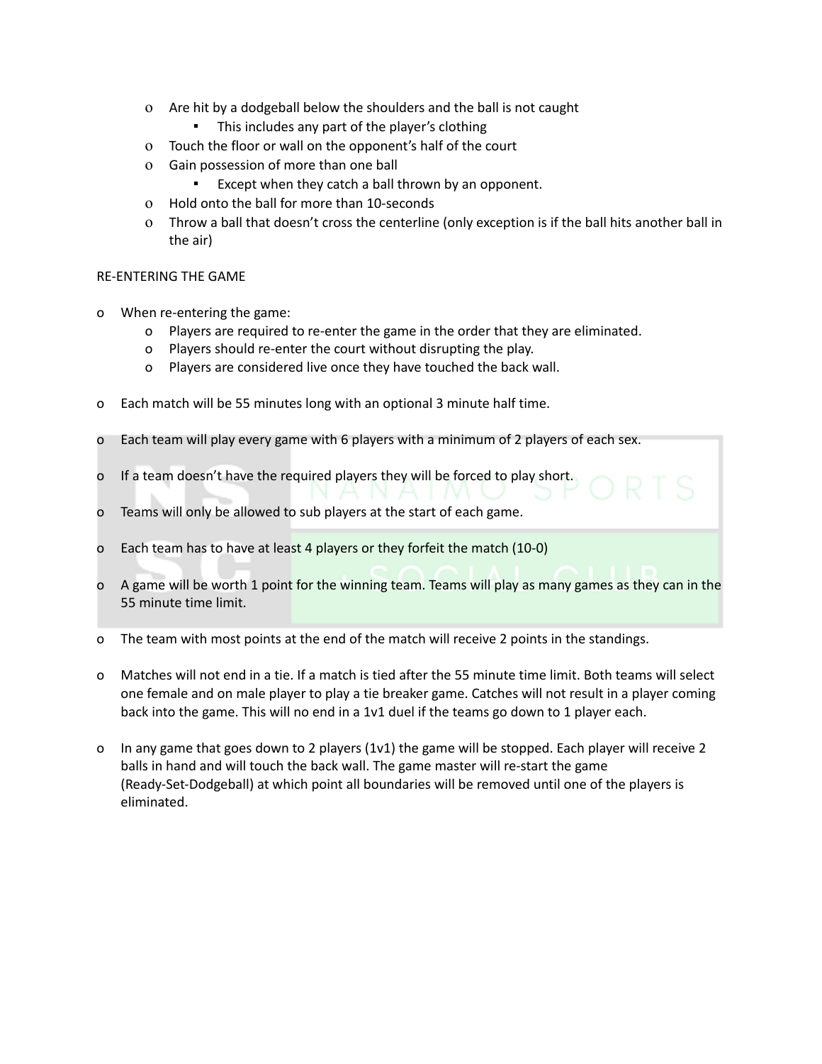- Are hit by a dodgeball below the shoulders and the ball is not caught
  - This includes any part of the player's clothing
- Touch the floor or wall on the opponent's half of the court
- Gain possession of more than one ball
  - Except when they catch a ball thrown by an opponent.
- Hold onto the ball for more than 10-seconds
- Throw a ball that doesn't cross the centerline (only exception is if the ball hits another ball in the air)

RE-ENTERING THE GAME

- When re-entering the game:
  - Players are required to re-enter the game in the order that they are eliminated.
  - Players should re-enter the court without disrupting the play.
  - Players are considered live once they have touched the back wall.

- Each match will be 55 minutes long with an optional 3 minute half time.

- Each team will play every game with 6 players with a minimum of 2 players of each sex.

- If a team doesn't have the required players they will be forced to play short.

- Teams will only be allowed to sub players at the start of each game.

- Each team has to have at least 4 players or they forfeit the match (10-0)

- A game will be worth 1 point for the winning team. Teams will play as many games as they can in the 55 minute time limit.

- The team with most points at the end of the match will receive 2 points in the standings.

- Matches will not end in a tie. If a match is tied after the 55 minute time limit. Both teams will select one female and on male player to play a tie breaker game. Catches will not result in a player coming back into the game. This will no end in a 1v1 duel if the teams go down to 1 player each.

- In any game that goes down to 2 players (1v1) the game will be stopped. Each player will receive 2 balls in hand and will touch the back wall. The game master will re-start the game (Ready-Set-Dodgeball) at which point all boundaries will be removed until one of the players is eliminated.